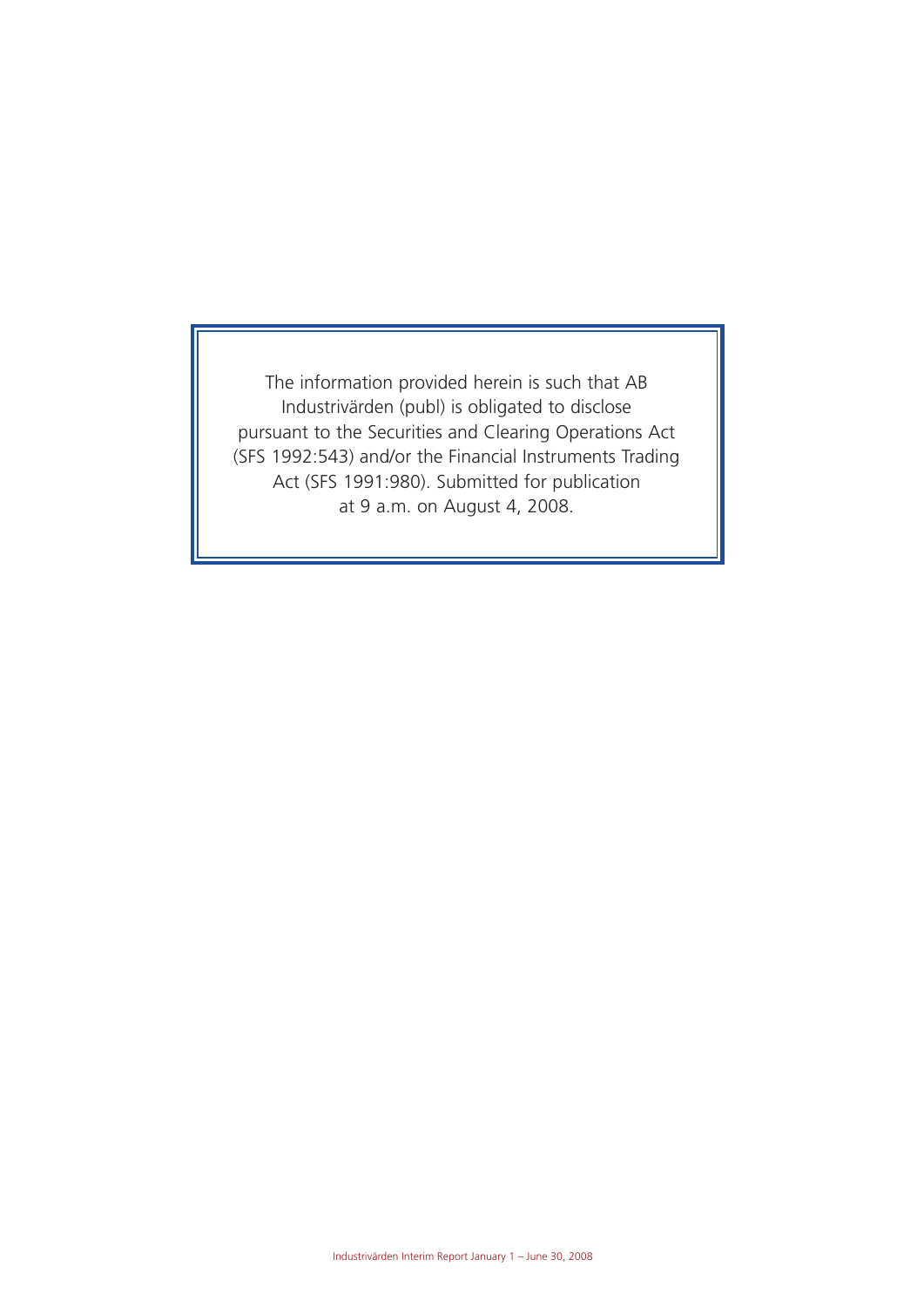The information provided herein is such that AB Industrivärden (publ) is obligated to disclose pursuant to the Securities and Clearing Operations Act (SFS 1992:543) and/or the Financial Instruments Trading Act (SFS 1991:980). Submitted for publication at 9 a.m. on August 4, 2008.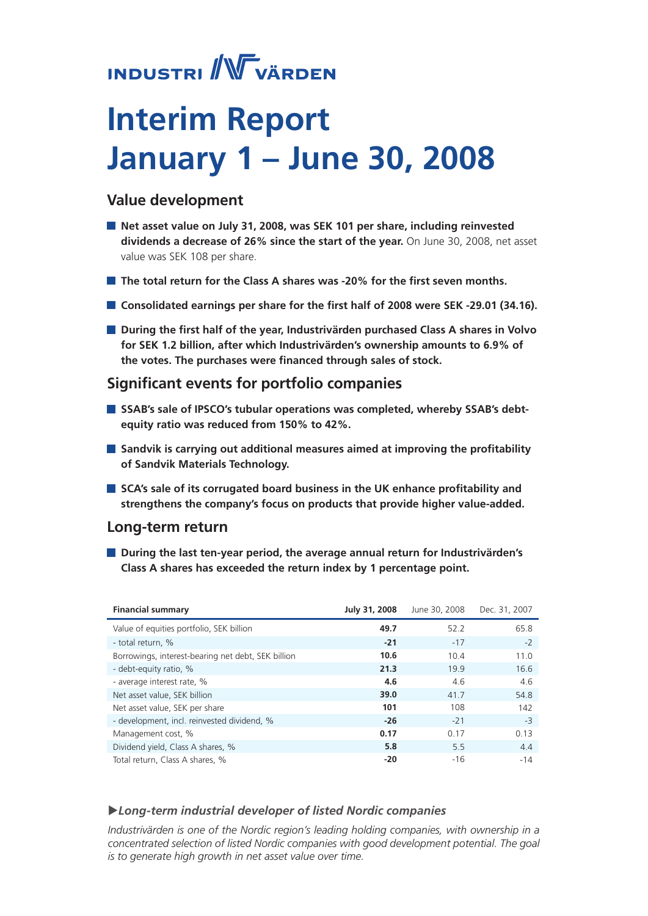INDUSTRI VÄRDEN

# Interim Report January 1 – June 30, 2008

## Value development

- **Net asset value on July 31, 2008, was SEK 101 per share, including reinvested dividends a decrease of 26% since the start of the year.** On June 30, 2008, net asset value was SEK 108 per share.
- **The total return for the Class A shares was -20% for the first seven months.**
- **Consolidated earnings per share for the first half of 2008 were SEK -29.01 (34.16).**
- **During the first half of the year, Industrivärden purchased Class A shares in Volvo for SEK 1.2 billion, after which Industrivärden's ownership amounts to 6.9% of the votes. The purchases were financed through sales of stock.**

## Significant events for portfolio companies

- **SSAB's sale of IPSCO's tubular operations was completed, whereby SSAB's debt-equity ratio was reduced from 150% to 42%.**
- **Sandvik is carrying out additional measures aimed at improving the profitability of Sandvik Materials Technology.**
- **SCA's sale of its corrugated board business in the UK enhance profitability and strengthens the company's focus on products that provide higher value-added.**

## Long-term return

- **During the last ten-year period, the average annual return for Industrivärden's Class A shares has exceeded the return index by 1 percentage point.**

| Financial summary | July 31, 2008 | June 30, 2008 | Dec. 31, 2007 |
|---|---|---|---|
| Value of equities portfolio, SEK billion | **49.7** | 52.2 | 65.8 |
| - total return, % | **-21** | -17 | -2 |
| Borrowings, interest-bearing net debt, SEK billion | **10.6** | 10.4 | 11.0 |
| - debt-equity ratio, % | **21.3** | 19.9 | 16.6 |
| - average interest rate, % | **4.6** | 4.6 | 4.6 |
| Net asset value, SEK billion | **39.0** | 41.7 | 54.8 |
| Net asset value, SEK per share | **101** | 108 | 142 |
| - development, incl. reinvested dividend, % | **-26** | -21 | -3 |
| Management cost, % | **0.17** | 0.17 | 0.13 |
| Dividend yield, Class A shares, % | **5.8** | 5.5 | 4.4 |
| Total return, Class A shares, % | **-20** | -16 | -14 |

### ▶*Long-term industrial developer of listed Nordic companies*

*Industrivärden is one of the Nordic region's leading holding companies, with ownership in a concentrated selection of listed Nordic companies with good development potential. The goal is to generate high growth in net asset value over time.*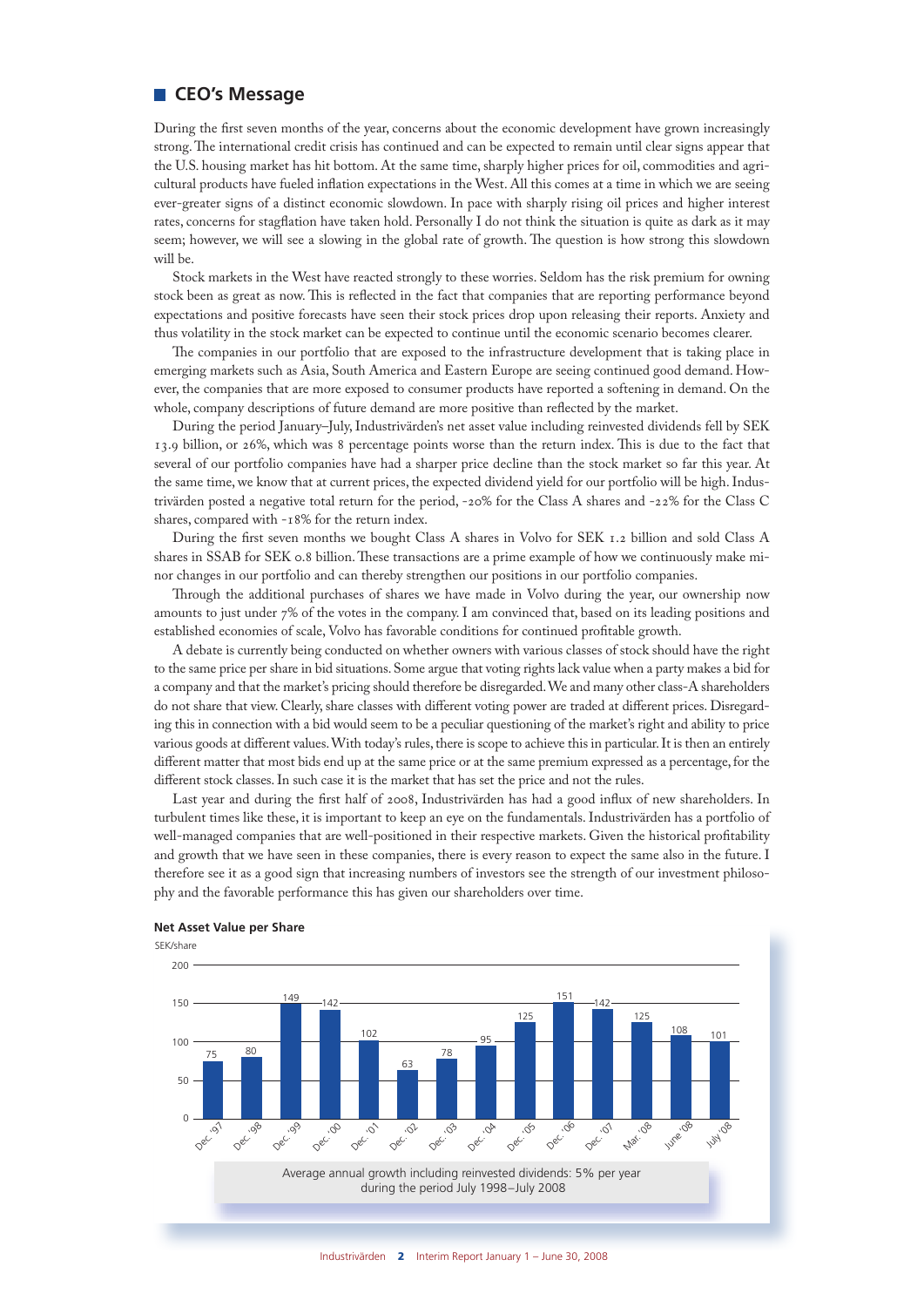## CEO's Message

During the first seven months of the year, concerns about the economic development have grown increasingly strong. The international credit crisis has continued and can be expected to remain until clear signs appear that the U.S. housing market has hit bottom. At the same time, sharply higher prices for oil, commodities and agricultural products have fueled inflation expectations in the West. All this comes at a time in which we are seeing ever-greater signs of a distinct economic slowdown. In pace with sharply rising oil prices and higher interest rates, concerns for stagflation have taken hold. Personally I do not think the situation is quite as dark as it may seem; however, we will see a slowing in the global rate of growth. The question is how strong this slowdown will be.

Stock markets in the West have reacted strongly to these worries. Seldom has the risk premium for owning stock been as great as now. This is reflected in the fact that companies that are reporting performance beyond expectations and positive forecasts have seen their stock prices drop upon releasing their reports. Anxiety and thus volatility in the stock market can be expected to continue until the economic scenario becomes clearer.

The companies in our portfolio that are exposed to the infrastructure development that is taking place in emerging markets such as Asia, South America and Eastern Europe are seeing continued good demand. However, the companies that are more exposed to consumer products have reported a softening in demand. On the whole, company descriptions of future demand are more positive than reflected by the market.

During the period January–July, Industrivärden's net asset value including reinvested dividends fell by SEK 13.9 billion, or 26%, which was 8 percentage points worse than the return index. This is due to the fact that several of our portfolio companies have had a sharper price decline than the stock market so far this year. At the same time, we know that at current prices, the expected dividend yield for our portfolio will be high. Industrivärden posted a negative total return for the period, -20% for the Class A shares and -22% for the Class C shares, compared with -18% for the return index.

During the first seven months we bought Class A shares in Volvo for SEK 1.2 billion and sold Class A shares in SSAB for SEK 0.8 billion. These transactions are a prime example of how we continuously make minor changes in our portfolio and can thereby strengthen our positions in our portfolio companies.

Through the additional purchases of shares we have made in Volvo during the year, our ownership now amounts to just under 7% of the votes in the company. I am convinced that, based on its leading positions and established economies of scale, Volvo has favorable conditions for continued profitable growth.

A debate is currently being conducted on whether owners with various classes of stock should have the right to the same price per share in bid situations. Some argue that voting rights lack value when a party makes a bid for a company and that the market's pricing should therefore be disregarded. We and many other class-A shareholders do not share that view. Clearly, share classes with different voting power are traded at different prices. Disregarding this in connection with a bid would seem to be a peculiar questioning of the market's right and ability to price various goods at different values. With today's rules, there is scope to achieve this in particular. It is then an entirely different matter that most bids end up at the same price or at the same premium expressed as a percentage, for the different stock classes. In such case it is the market that has set the price and not the rules.

Last year and during the first half of 2008, Industrivärden has had a good influx of new shareholders. In turbulent times like these, it is important to keep an eye on the fundamentals. Industrivärden has a portfolio of well-managed companies that are well-positioned in their respective markets. Given the historical profitability and growth that we have seen in these companies, there is every reason to expect the same also in the future. I therefore see it as a good sign that increasing numbers of investors see the strength of our investment philosophy and the favorable performance this has given our shareholders over time.

**Net Asset Value per Share**

SEK/share

| Period | SEK/share |
|---|---|
| Dec. '97 | 75 |
| Dec. '98 | 80 |
| Dec. '99 | 149 |
| Dec. '00 | 142 |
| Dec. '01 | 102 |
| Dec. '02 | 63 |
| Dec. '03 | 78 |
| Dec. '04 | 95 |
| Dec. '05 | 125 |
| Dec. '06 | 151 |
| Dec. '07 | 142 |
| Mar. '08 | 125 |
| June '08 | 108 |
| July '08 | 101 |

Average annual growth including reinvested dividends: 5% per year during the period July 1998–July 2008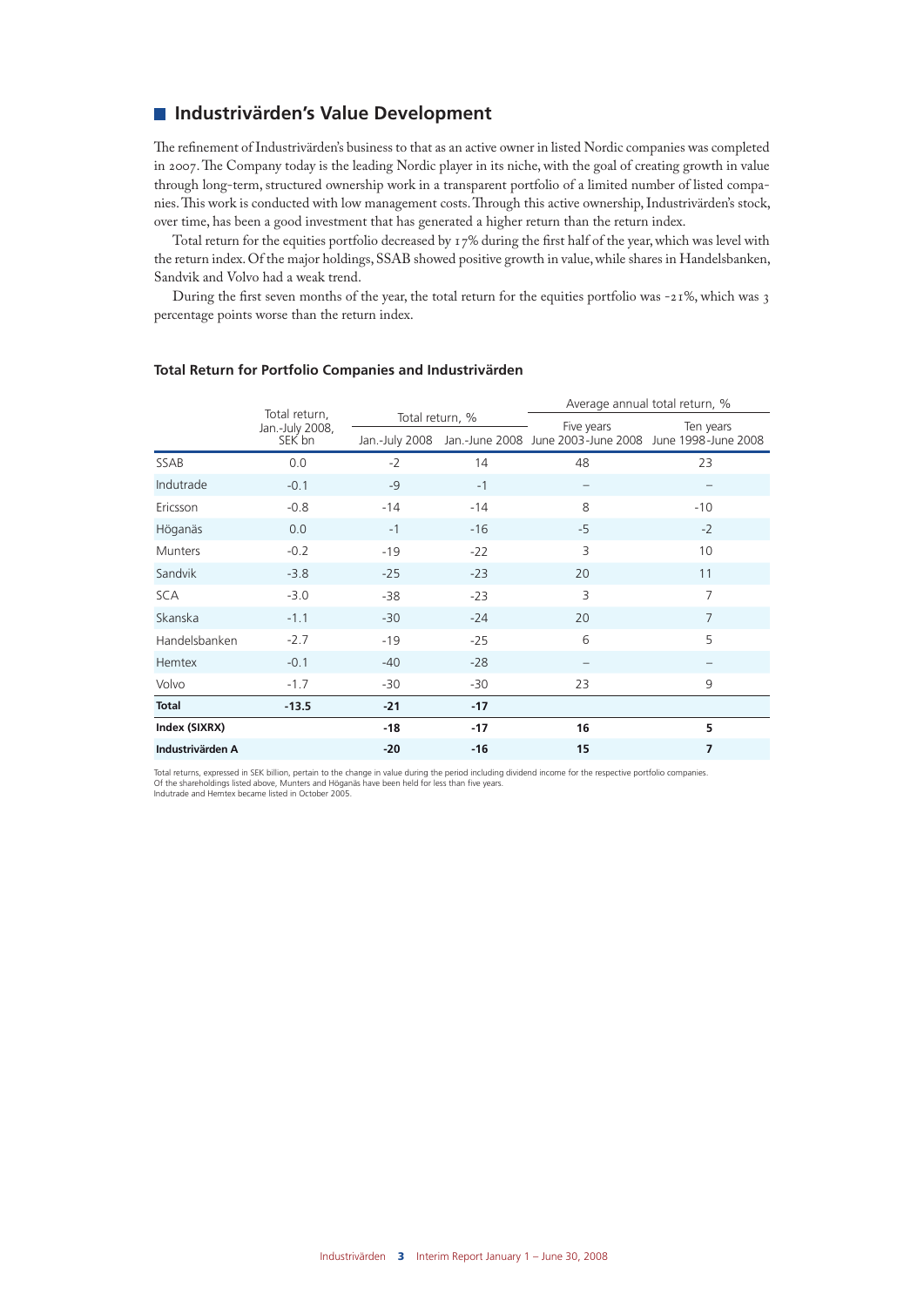## Industrivärden's Value Development

The refinement of Industrivärden's business to that as an active owner in listed Nordic companies was completed in 2007. The Company today is the leading Nordic player in its niche, with the goal of creating growth in value through long-term, structured ownership work in a transparent portfolio of a limited number of listed companies. This work is conducted with low management costs. Through this active ownership, Industrivärden's stock, over time, has been a good investment that has generated a higher return than the return index.

Total return for the equities portfolio decreased by 17% during the first half of the year, which was level with the return index. Of the major holdings, SSAB showed positive growth in value, while shares in Handelsbanken, Sandvik and Volvo had a weak trend.

During the first seven months of the year, the total return for the equities portfolio was -21%, which was 3 percentage points worse than the return index.

### Total Return for Portfolio Companies and Industrivärden

| | Total return, Jan.-July 2008, SEK bn | Total return, % | | Average annual total return, % | |
|---|---|---|---|---|---|
| | | Jan.-July 2008 | Jan.-June 2008 | Five years June 2003-June 2008 | Ten years June 1998-June 2008 |
| SSAB | 0.0 | -2 | 14 | 48 | 23 |
| Indutrade | -0.1 | -9 | -1 | – | – |
| Ericsson | -0.8 | -14 | -14 | 8 | -10 |
| Höganäs | 0.0 | -1 | -16 | -5 | -2 |
| Munters | -0.2 | -19 | -22 | 3 | 10 |
| Sandvik | -3.8 | -25 | -23 | 20 | 11 |
| SCA | -3.0 | -38 | -23 | 3 | 7 |
| Skanska | -1.1 | -30 | -24 | 20 | 7 |
| Handelsbanken | -2.7 | -19 | -25 | 6 | 5 |
| Hemtex | -0.1 | -40 | -28 | – | – |
| Volvo | -1.7 | -30 | -30 | 23 | 9 |
| **Total** | **-13.5** | **-21** | **-17** | | |
| **Index (SIXRX)** | | **-18** | **-17** | **16** | **5** |
| **Industrivärden A** | | **-20** | **-16** | **15** | **7** |

Total returns, expressed in SEK billion, pertain to the change in value during the period including dividend income for the respective portfolio companies.
Of the shareholdings listed above, Munters and Höganäs have been held for less than five years.
Indutrade and Hemtex became listed in October 2005.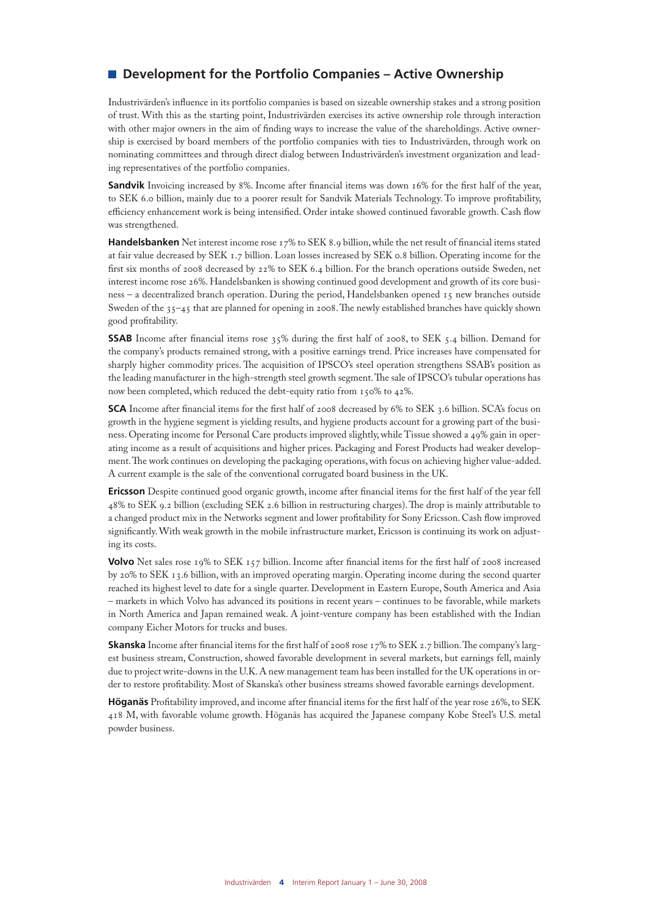## Development for the Portfolio Companies – Active Ownership

Industrivärden's influence in its portfolio companies is based on sizeable ownership stakes and a strong position of trust. With this as the starting point, Industrivärden exercises its active ownership role through interaction with other major owners in the aim of finding ways to increase the value of the shareholdings. Active ownership is exercised by board members of the portfolio companies with ties to Industrivärden, through work on nominating committees and through direct dialog between Industrivärden's investment organization and leading representatives of the portfolio companies.

**Sandvik** Invoicing increased by 8%. Income after financial items was down 16% for the first half of the year, to SEK 6.0 billion, mainly due to a poorer result for Sandvik Materials Technology. To improve profitability, efficiency enhancement work is being intensified. Order intake showed continued favorable growth. Cash flow was strengthened.

**Handelsbanken** Net interest income rose 17% to SEK 8.9 billion, while the net result of financial items stated at fair value decreased by SEK 1.7 billion. Loan losses increased by SEK 0.8 billion. Operating income for the first six months of 2008 decreased by 22% to SEK 6.4 billion. For the branch operations outside Sweden, net interest income rose 26%. Handelsbanken is showing continued good development and growth of its core business – a decentralized branch operation. During the period, Handelsbanken opened 15 new branches outside Sweden of the 35–45 that are planned for opening in 2008. The newly established branches have quickly shown good profitability.

**SSAB** Income after financial items rose 35% during the first half of 2008, to SEK 5.4 billion. Demand for the company's products remained strong, with a positive earnings trend. Price increases have compensated for sharply higher commodity prices. The acquisition of IPSCO's steel operation strengthens SSAB's position as the leading manufacturer in the high-strength steel growth segment. The sale of IPSCO's tubular operations has now been completed, which reduced the debt-equity ratio from 150% to 42%.

**SCA** Income after financial items for the first half of 2008 decreased by 6% to SEK 3.6 billion. SCA's focus on growth in the hygiene segment is yielding results, and hygiene products account for a growing part of the business. Operating income for Personal Care products improved slightly, while Tissue showed a 49% gain in operating income as a result of acquisitions and higher prices. Packaging and Forest Products had weaker development. The work continues on developing the packaging operations, with focus on achieving higher value-added. A current example is the sale of the conventional corrugated board business in the UK.

**Ericsson** Despite continued good organic growth, income after financial items for the first half of the year fell 48% to SEK 9.2 billion (excluding SEK 2.6 billion in restructuring charges). The drop is mainly attributable to a changed product mix in the Networks segment and lower profitability for Sony Ericsson. Cash flow improved significantly. With weak growth in the mobile infrastructure market, Ericsson is continuing its work on adjusting its costs.

**Volvo** Net sales rose 19% to SEK 157 billion. Income after financial items for the first half of 2008 increased by 20% to SEK 13.6 billion, with an improved operating margin. Operating income during the second quarter reached its highest level to date for a single quarter. Development in Eastern Europe, South America and Asia – markets in which Volvo has advanced its positions in recent years – continues to be favorable, while markets in North America and Japan remained weak. A joint-venture company has been established with the Indian company Eicher Motors for trucks and buses.

**Skanska** Income after financial items for the first half of 2008 rose 17% to SEK 2.7 billion. The company's largest business stream, Construction, showed favorable development in several markets, but earnings fell, mainly due to project write-downs in the U.K. A new management team has been installed for the UK operations in order to restore profitability. Most of Skanska's other business streams showed favorable earnings development.

**Höganäs** Profitability improved, and income after financial items for the first half of the year rose 26%, to SEK 418 M, with favorable volume growth. Höganäs has acquired the Japanese company Kobe Steel's U.S. metal powder business.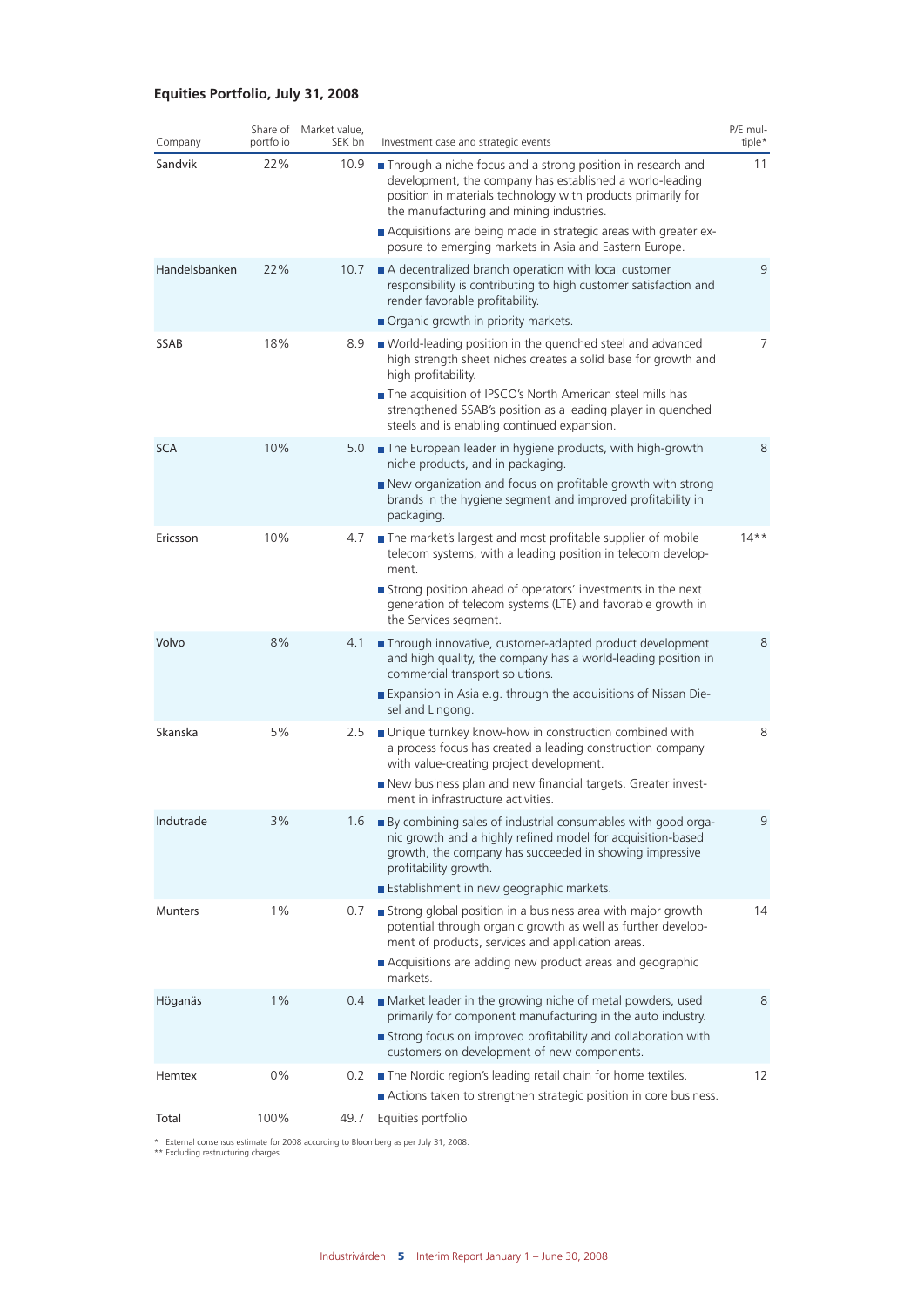## Equities Portfolio, July 31, 2008

| Company | Share of portfolio | Market value, SEK bn | Investment case and strategic events | P/E multiple* |
|---|---|---|---|---|
| Sandvik | 22% | 10.9 | ■ Through a niche focus and a strong position in research and development, the company has established a world-leading position in materials technology with products primarily for the manufacturing and mining industries.<br>■ Acquisitions are being made in strategic areas with greater exposure to emerging markets in Asia and Eastern Europe. | 11 |
| Handelsbanken | 22% | 10.7 | ■ A decentralized branch operation with local customer responsibility is contributing to high customer satisfaction and render favorable profitability.<br>■ Organic growth in priority markets. | 9 |
| SSAB | 18% | 8.9 | ■ World-leading position in the quenched steel and advanced high strength sheet niches creates a solid base for growth and high profitability.<br>■ The acquisition of IPSCO's North American steel mills has strengthened SSAB's position as a leading player in quenched steels and is enabling continued expansion. | 7 |
| SCA | 10% | 5.0 | ■ The European leader in hygiene products, with high-growth niche products, and in packaging.<br>■ New organization and focus on profitable growth with strong brands in the hygiene segment and improved profitability in packaging. | 8 |
| Ericsson | 10% | 4.7 | ■ The market's largest and most profitable supplier of mobile telecom systems, with a leading position in telecom development.<br>■ Strong position ahead of operators' investments in the next generation of telecom systems (LTE) and favorable growth in the Services segment. | 14** |
| Volvo | 8% | 4.1 | ■ Through innovative, customer-adapted product development and high quality, the company has a world-leading position in commercial transport solutions.<br>■ Expansion in Asia e.g. through the acquisitions of Nissan Diesel and Lingong. | 8 |
| Skanska | 5% | 2.5 | ■ Unique turnkey know-how in construction combined with a process focus has created a leading construction company with value-creating project development.<br>■ New business plan and new financial targets. Greater investment in infrastructure activities. | 8 |
| Indutrade | 3% | 1.6 | ■ By combining sales of industrial consumables with good organic growth and a highly refined model for acquisition-based growth, the company has succeeded in showing impressive profitability growth.<br>■ Establishment in new geographic markets. | 9 |
| Munters | 1% | 0.7 | ■ Strong global position in a business area with major growth potential through organic growth as well as further development of products, services and application areas.<br>■ Acquisitions are adding new product areas and geographic markets. | 14 |
| Höganäs | 1% | 0.4 | ■ Market leader in the growing niche of metal powders, used primarily for component manufacturing in the auto industry.<br>■ Strong focus on improved profitability and collaboration with customers on development of new components. | 8 |
| Hemtex | 0% | 0.2 | ■ The Nordic region's leading retail chain for home textiles.<br>■ Actions taken to strengthen strategic position in core business. | 12 |
| Total | 100% | 49.7 | Equities portfolio | |

\* External consensus estimate for 2008 according to Bloomberg as per July 31, 2008.
\*\* Excluding restructuring charges.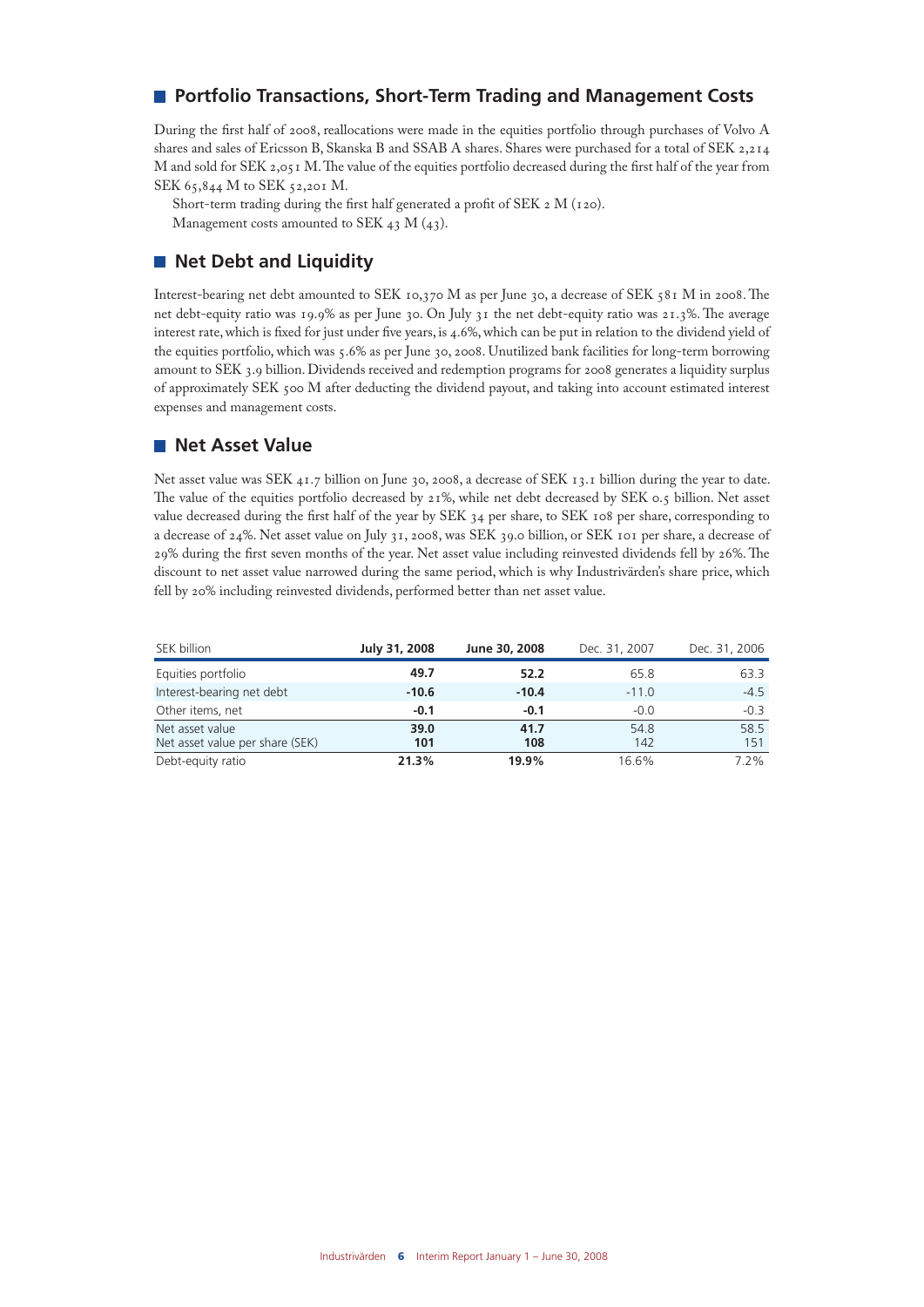## Portfolio Transactions, Short-Term Trading and Management Costs

During the first half of 2008, reallocations were made in the equities portfolio through purchases of Volvo A shares and sales of Ericsson B, Skanska B and SSAB A shares. Shares were purchased for a total of SEK 2,214 M and sold for SEK 2,051 M. The value of the equities portfolio decreased during the first half of the year from SEK 65,844 M to SEK 52,201 M.

Short-term trading during the first half generated a profit of SEK 2 M (120).

Management costs amounted to SEK 43 M (43).

## Net Debt and Liquidity

Interest-bearing net debt amounted to SEK 10,370 M as per June 30, a decrease of SEK 581 M in 2008. The net debt-equity ratio was 19.9% as per June 30. On July 31 the net debt-equity ratio was 21.3%. The average interest rate, which is fixed for just under five years, is 4.6%, which can be put in relation to the dividend yield of the equities portfolio, which was 5.6% as per June 30, 2008. Unutilized bank facilities for long-term borrowing amount to SEK 3.9 billion. Dividends received and redemption programs for 2008 generates a liquidity surplus of approximately SEK 500 M after deducting the dividend payout, and taking into account estimated interest expenses and management costs.

## Net Asset Value

Net asset value was SEK 41.7 billion on June 30, 2008, a decrease of SEK 13.1 billion during the year to date. The value of the equities portfolio decreased by 21%, while net debt decreased by SEK 0.5 billion. Net asset value decreased during the first half of the year by SEK 34 per share, to SEK 108 per share, corresponding to a decrease of 24%. Net asset value on July 31, 2008, was SEK 39.0 billion, or SEK 101 per share, a decrease of 29% during the first seven months of the year. Net asset value including reinvested dividends fell by 26%. The discount to net asset value narrowed during the same period, which is why Industrivärden's share price, which fell by 20% including reinvested dividends, performed better than net asset value.

| SEK billion | **July 31, 2008** | **June 30, 2008** | Dec. 31, 2007 | Dec. 31, 2006 |
|---|---|---|---|---|
| Equities portfolio | **49.7** | **52.2** | 65.8 | 63.3 |
| Interest-bearing net debt | **-10.6** | **-10.4** | -11.0 | -4.5 |
| Other items, net | **-0.1** | **-0.1** | -0.0 | -0.3 |
| Net asset value | **39.0** | **41.7** | 54.8 | 58.5 |
| Net asset value per share (SEK) | **101** | **108** | 142 | 151 |
| Debt-equity ratio | **21.3%** | **19.9%** | 16.6% | 7.2% |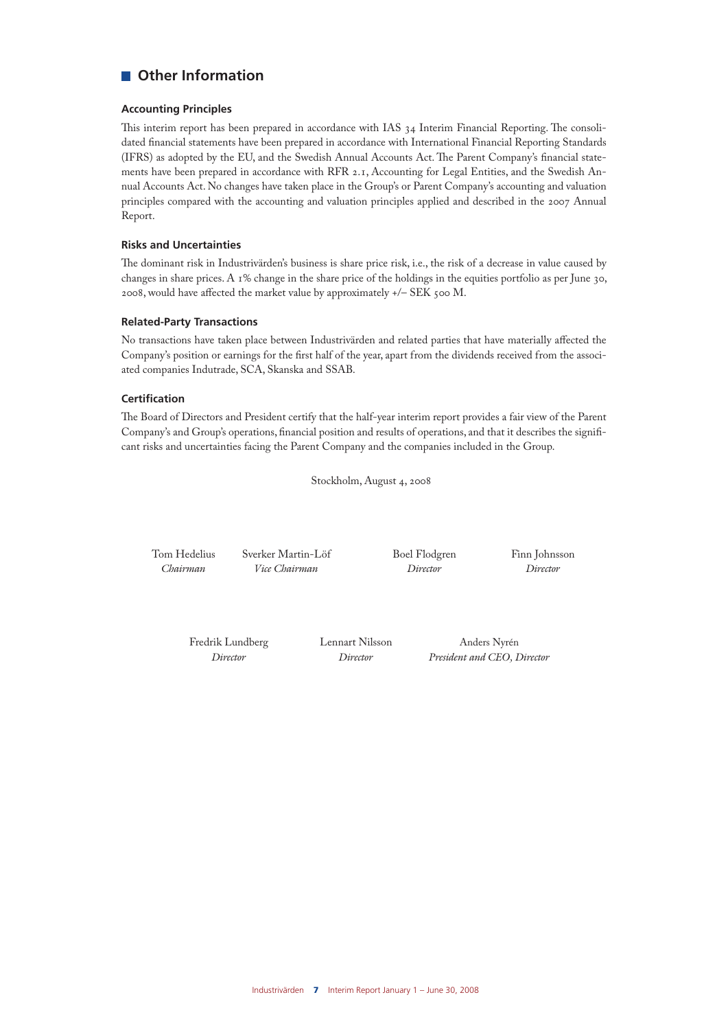## Other Information

### Accounting Principles

This interim report has been prepared in accordance with IAS 34 Interim Financial Reporting. The consolidated financial statements have been prepared in accordance with International Financial Reporting Standards (IFRS) as adopted by the EU, and the Swedish Annual Accounts Act. The Parent Company's financial statements have been prepared in accordance with RFR 2.1, Accounting for Legal Entities, and the Swedish Annual Accounts Act. No changes have taken place in the Group's or Parent Company's accounting and valuation principles compared with the accounting and valuation principles applied and described in the 2007 Annual Report.

### Risks and Uncertainties

The dominant risk in Industrivärden's business is share price risk, i.e., the risk of a decrease in value caused by changes in share prices. A 1% change in the share price of the holdings in the equities portfolio as per June 30, 2008, would have affected the market value by approximately +/– SEK 500 M.

### Related-Party Transactions

No transactions have taken place between Industrivärden and related parties that have materially affected the Company's position or earnings for the first half of the year, apart from the dividends received from the associated companies Indutrade, SCA, Skanska and SSAB.

### Certification

The Board of Directors and President certify that the half-year interim report provides a fair view of the Parent Company's and Group's operations, financial position and results of operations, and that it describes the significant risks and uncertainties facing the Parent Company and the companies included in the Group.

Stockholm, August 4, 2008

Tom Hedelius
*Chairman*

Sverker Martin-Löf
*Vice Chairman*

Boel Flodgren
*Director*

Finn Johnsson
*Director*

Fredrik Lundberg
*Director*

Lennart Nilsson
*Director*

Anders Nyrén
*President and CEO, Director*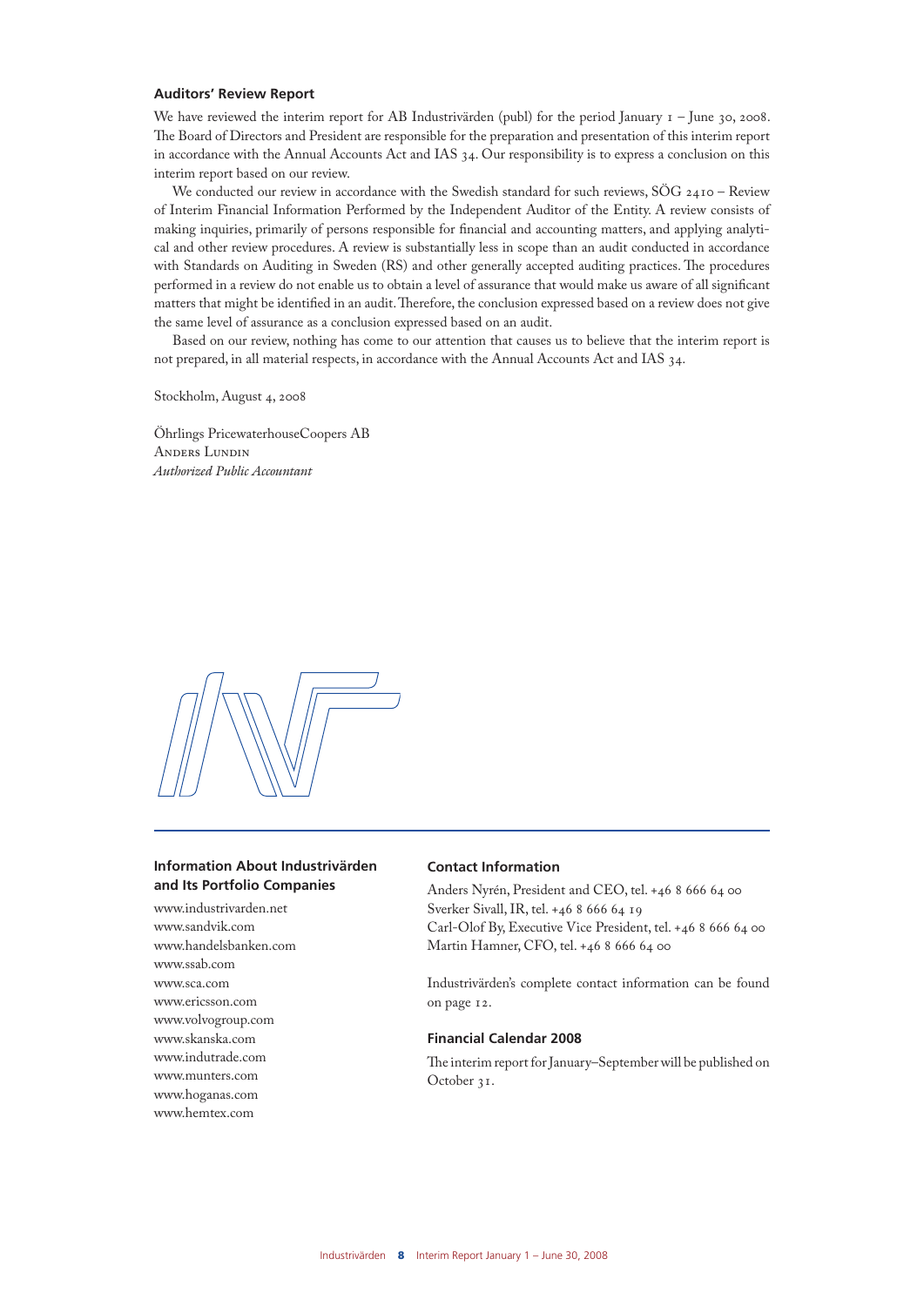## Auditors' Review Report

We have reviewed the interim report for AB Industrivärden (publ) for the period January 1 – June 30, 2008. The Board of Directors and President are responsible for the preparation and presentation of this interim report in accordance with the Annual Accounts Act and IAS 34. Our responsibility is to express a conclusion on this interim report based on our review.

We conducted our review in accordance with the Swedish standard for such reviews, SÖG 2410 – Review of Interim Financial Information Performed by the Independent Auditor of the Entity. A review consists of making inquiries, primarily of persons responsible for financial and accounting matters, and applying analytical and other review procedures. A review is substantially less in scope than an audit conducted in accordance with Standards on Auditing in Sweden (RS) and other generally accepted auditing practices. The procedures performed in a review do not enable us to obtain a level of assurance that would make us aware of all significant matters that might be identified in an audit. Therefore, the conclusion expressed based on a review does not give the same level of assurance as a conclusion expressed based on an audit.

Based on our review, nothing has come to our attention that causes us to believe that the interim report is not prepared, in all material respects, in accordance with the Annual Accounts Act and IAS 34.

Stockholm, August 4, 2008

Öhrlings PricewaterhouseCoopers AB
Anders Lundin
*Authorized Public Accountant*

### Information About Industrivärden and Its Portfolio Companies

www.industrivarden.net
www.sandvik.com
www.handelsbanken.com
www.ssab.com
www.sca.com
www.ericsson.com
www.volvogroup.com
www.skanska.com
www.indutrade.com
www.munters.com
www.hoganas.com
www.hemtex.com

### Contact Information

Anders Nyrén, President and CEO, tel. +46 8 666 64 00
Sverker Sivall, IR, tel. +46 8 666 64 19
Carl-Olof By, Executive Vice President, tel. +46 8 666 64 00
Martin Hamner, CFO, tel. +46 8 666 64 00

Industrivärden's complete contact information can be found on page 12.

### Financial Calendar 2008

The interim report for January–September will be published on October 31.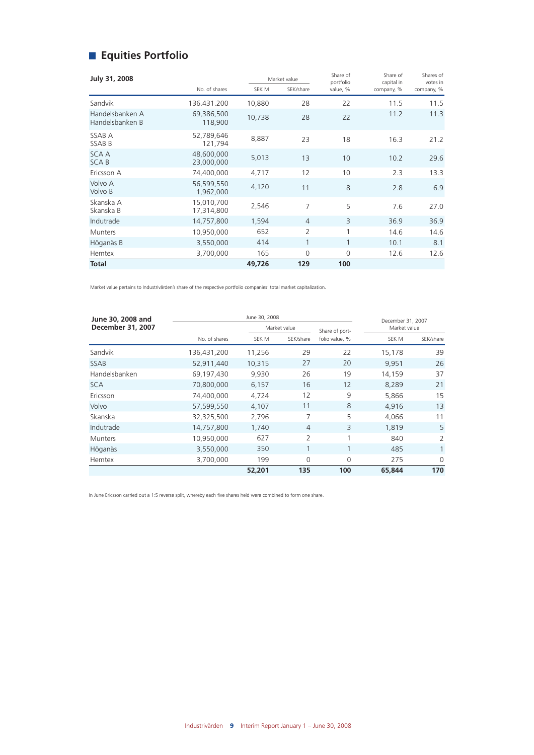## Equities Portfolio

| July 31, 2008 | No. of shares | Market value SEK M | Market value SEK/share | Share of portfolio value, % | Share of capital in company, % | Shares of votes in company, % |
|---|---|---|---|---|---|---|
| Sandvik | 136.431.200 | 10,880 | 28 | 22 | 11.5 | 11.5 |
| Handelsbanken A<br>Handelsbanken B | 69,386,500<br>118,900 | 10,738 | 28 | 22 | 11.2 | 11.3 |
| SSAB A<br>SSAB B | 52,789,646<br>121,794 | 8,887 | 23 | 18 | 16.3 | 21.2 |
| SCA A<br>SCA B | 48,600,000<br>23,000,000 | 5,013 | 13 | 10 | 10.2 | 29.6 |
| Ericsson A | 74,400,000 | 4,717 | 12 | 10 | 2.3 | 13.3 |
| Volvo A<br>Volvo B | 56,599,550<br>1,962,000 | 4,120 | 11 | 8 | 2.8 | 6.9 |
| Skanska A<br>Skanska B | 15,010,700<br>17,314,800 | 2,546 | 7 | 5 | 7.6 | 27.0 |
| Indutrade | 14,757,800 | 1,594 | 4 | 3 | 36.9 | 36.9 |
| Munters | 10,950,000 | 652 | 2 | 1 | 14.6 | 14.6 |
| Höganäs B | 3,550,000 | 414 | 1 | 1 | 10.1 | 8.1 |
| Hemtex | 3,700,000 | 165 | 0 | 0 | 12.6 | 12.6 |
| **Total** | | **49,726** | **129** | **100** | | |

Market value pertains to Industrivärden's share of the respective portfolio companies' total market capitalization.

| June 30, 2008 and December 31, 2007 | June 30, 2008 | | | | December 31, 2007 | |
|---|---|---|---|---|---|---|
| | | Market value | | Share of port- | Market value | |
| | No. of shares | SEK M | SEK/share | folio value, % | SEK M | SEK/share |
| Sandvik | 136,431,200 | 11,256 | 29 | 22 | 15,178 | 39 |
| SSAB | 52,911,440 | 10,315 | 27 | 20 | 9,951 | 26 |
| Handelsbanken | 69,197,430 | 9,930 | 26 | 19 | 14,159 | 37 |
| SCA | 70,800,000 | 6,157 | 16 | 12 | 8,289 | 21 |
| Ericsson | 74,400,000 | 4,724 | 12 | 9 | 5,866 | 15 |
| Volvo | 57,599,550 | 4,107 | 11 | 8 | 4,916 | 13 |
| Skanska | 32,325,500 | 2,796 | 7 | 5 | 4,066 | 11 |
| Indutrade | 14,757,800 | 1,740 | 4 | 3 | 1,819 | 5 |
| Munters | 10,950,000 | 627 | 2 | 1 | 840 | 2 |
| Höganäs | 3,550,000 | 350 | 1 | 1 | 485 | 1 |
| Hemtex | 3,700,000 | 199 | 0 | 0 | 275 | 0 |
| | | **52,201** | **135** | **100** | **65,844** | **170** |

In June Ericsson carried out a 1:5 reverse split, whereby each five shares held were combined to form one share.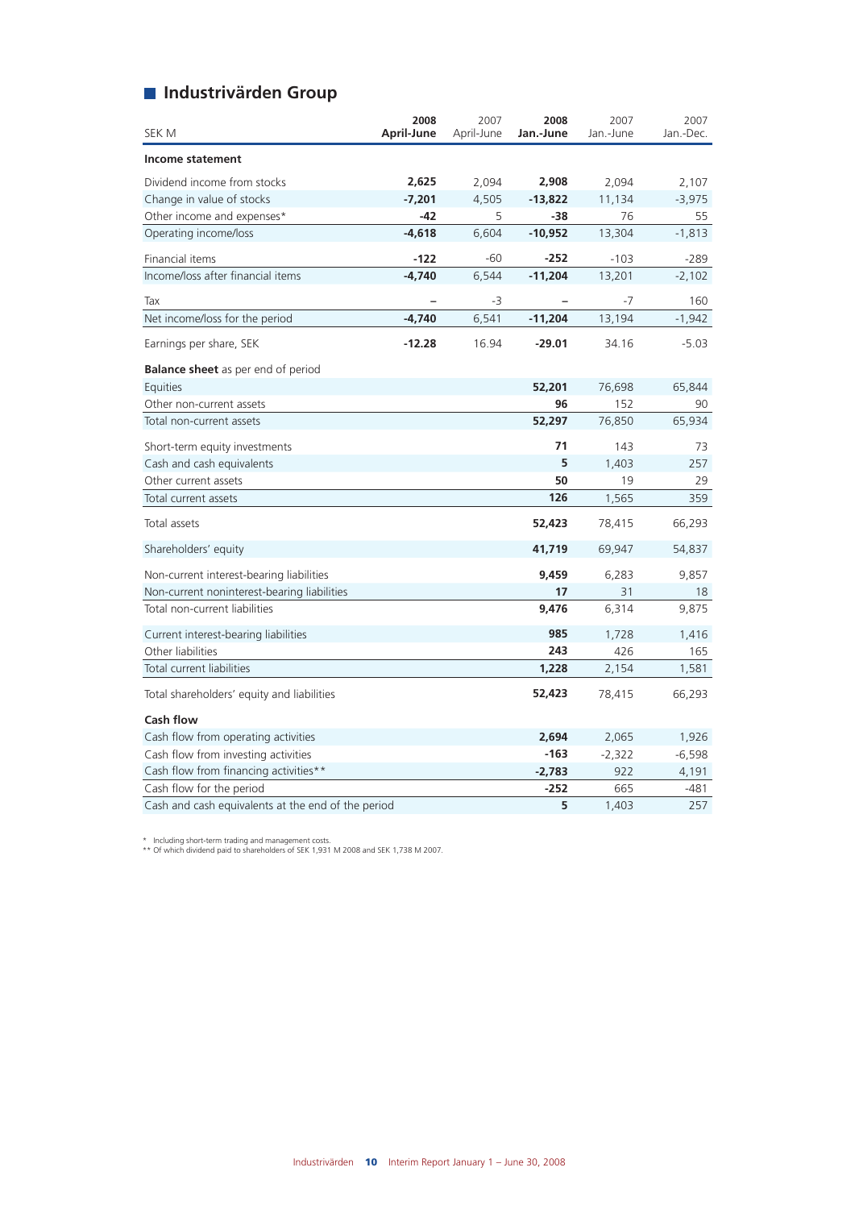## Industrivärden Group

| SEK M | 2008 April-June | 2007 April-June | 2008 Jan.-June | 2007 Jan.-June | 2007 Jan.-Dec. |
|---|---|---|---|---|---|
| **Income statement** | | | | | |
| Dividend income from stocks | **2,625** | 2,094 | **2,908** | 2,094 | 2,107 |
| Change in value of stocks | **-7,201** | 4,505 | **-13,822** | 11,134 | -3,975 |
| Other income and expenses* | **-42** | 5 | **-38** | 76 | 55 |
| Operating income/loss | **-4,618** | 6,604 | **-10,952** | 13,304 | -1,813 |
| Financial items | **-122** | -60 | **-252** | -103 | -289 |
| Income/loss after financial items | **-4,740** | 6,544 | **-11,204** | 13,201 | -2,102 |
| Tax | **–** | -3 | **–** | -7 | 160 |
| Net income/loss for the period | **-4,740** | 6,541 | **-11,204** | 13,194 | -1,942 |
| Earnings per share, SEK | **-12.28** | 16.94 | **-29.01** | 34.16 | -5.03 |
| **Balance sheet** as per end of period | | | | | |
| Equities | | | **52,201** | 76,698 | 65,844 |
| Other non-current assets | | | **96** | 152 | 90 |
| Total non-current assets | | | **52,297** | 76,850 | 65,934 |
| Short-term equity investments | | | **71** | 143 | 73 |
| Cash and cash equivalents | | | **5** | 1,403 | 257 |
| Other current assets | | | **50** | 19 | 29 |
| Total current assets | | | **126** | 1,565 | 359 |
| Total assets | | | **52,423** | 78,415 | 66,293 |
| Shareholders' equity | | | **41,719** | 69,947 | 54,837 |
| Non-current interest-bearing liabilities | | | **9,459** | 6,283 | 9,857 |
| Non-current noninterest-bearing liabilities | | | **17** | 31 | 18 |
| Total non-current liabilities | | | **9,476** | 6,314 | 9,875 |
| Current interest-bearing liabilities | | | **985** | 1,728 | 1,416 |
| Other liabilities | | | **243** | 426 | 165 |
| Total current liabilities | | | **1,228** | 2,154 | 1,581 |
| Total shareholders' equity and liabilities | | | **52,423** | 78,415 | 66,293 |
| **Cash flow** | | | | | |
| Cash flow from operating activities | | | **2,694** | 2,065 | 1,926 |
| Cash flow from investing activities | | | **-163** | -2,322 | -6,598 |
| Cash flow from financing activities** | | | **-2,783** | 922 | 4,191 |
| Cash flow for the period | | | **-252** | 665 | -481 |
| Cash and cash equivalents at the end of the period | | | **5** | 1,403 | 257 |

\* Including short-term trading and management costs.
** Of which dividend paid to shareholders of SEK 1,931 M 2008 and SEK 1,738 M 2007.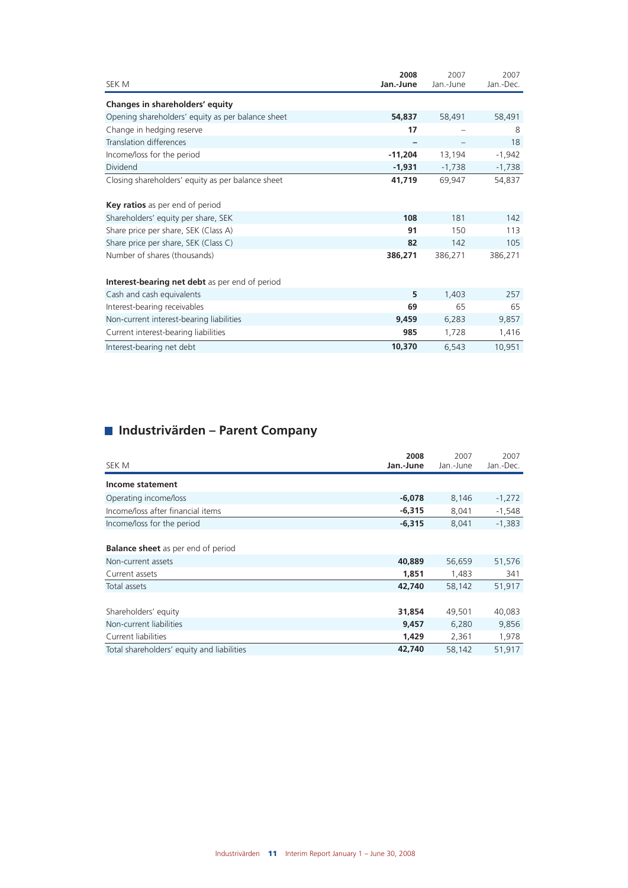| SEK M | 2008 Jan.-June | 2007 Jan.-June | 2007 Jan.-Dec. |
|---|---|---|---|
| **Changes in shareholders' equity** | | | |
| Opening shareholders' equity as per balance sheet | **54,837** | 58,491 | 58,491 |
| Change in hedging reserve | **17** | – | 8 |
| Translation differences | **–** | – | 18 |
| Income/loss for the period | **-11,204** | 13,194 | -1,942 |
| Dividend | **-1,931** | -1,738 | -1,738 |
| Closing shareholders' equity as per balance sheet | **41,719** | 69,947 | 54,837 |
| | | | |
| **Key ratios** as per end of period | | | |
| Shareholders' equity per share, SEK | **108** | 181 | 142 |
| Share price per share, SEK (Class A) | **91** | 150 | 113 |
| Share price per share, SEK (Class C) | **82** | 142 | 105 |
| Number of shares (thousands) | **386,271** | 386,271 | 386,271 |
| | | | |
| **Interest-bearing net debt** as per end of period | | | |
| Cash and cash equivalents | **5** | 1,403 | 257 |
| Interest-bearing receivables | **69** | 65 | 65 |
| Non-current interest-bearing liabilities | **9,459** | 6,283 | 9,857 |
| Current interest-bearing liabilities | **985** | 1,728 | 1,416 |
| Interest-bearing net debt | **10,370** | 6,543 | 10,951 |

## Industrivärden – Parent Company

| SEK M | 2008 Jan.-June | 2007 Jan.-June | 2007 Jan.-Dec. |
|---|---|---|---|
| **Income statement** | | | |
| Operating income/loss | **-6,078** | 8,146 | -1,272 |
| Income/loss after financial items | **-6,315** | 8,041 | -1,548 |
| Income/loss for the period | **-6,315** | 8,041 | -1,383 |
| | | | |
| **Balance sheet** as per end of period | | | |
| Non-current assets | **40,889** | 56,659 | 51,576 |
| Current assets | **1,851** | 1,483 | 341 |
| Total assets | **42,740** | 58,142 | 51,917 |
| | | | |
| Shareholders' equity | **31,854** | 49,501 | 40,083 |
| Non-current liabilities | **9,457** | 6,280 | 9,856 |
| Current liabilities | **1,429** | 2,361 | 1,978 |
| Total shareholders' equity and liabilities | **42,740** | 58,142 | 51,917 |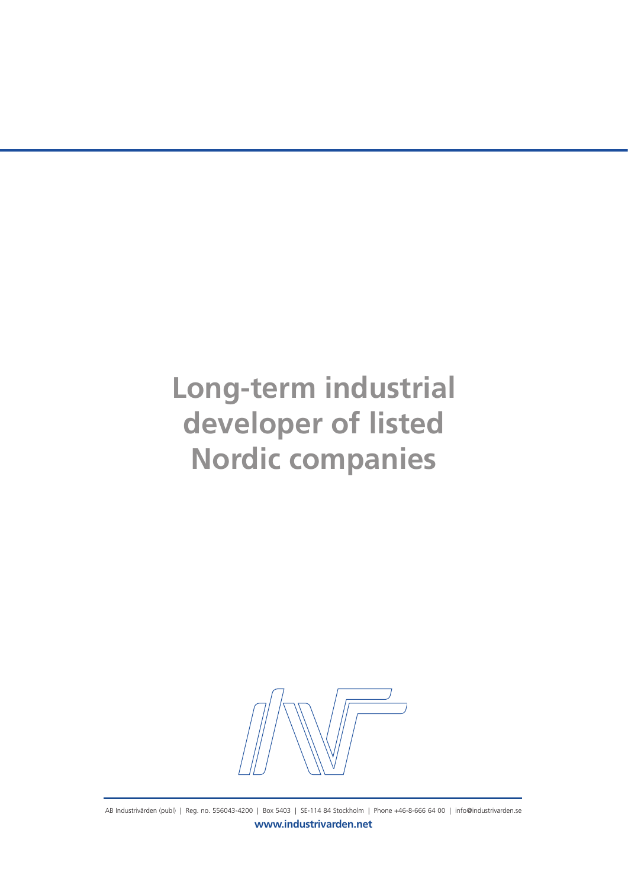# Long-term industrial developer of listed Nordic companies

AB Industrivärden (publ) | Reg. no. 556043-4200 | Box 5403 | SE-114 84 Stockholm | Phone +46-8-666 64 00 | info@industrivarden.se

**www.industrivarden.net**